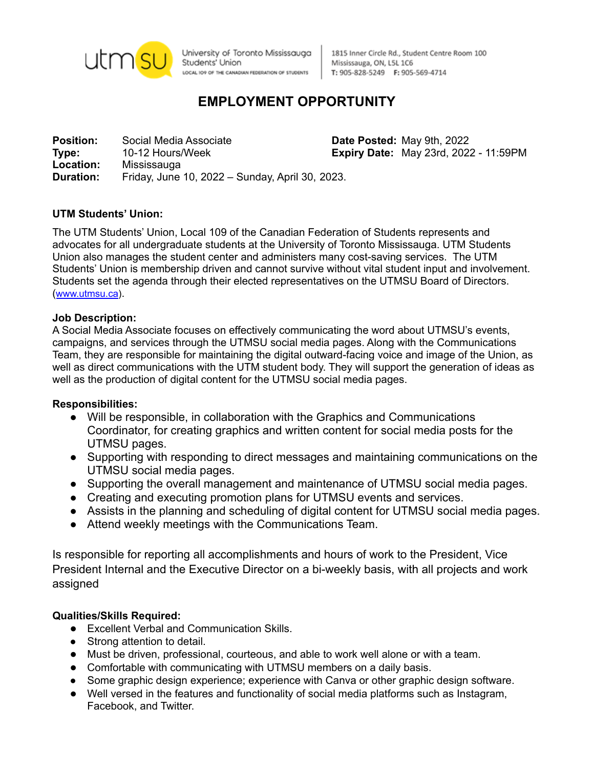utmsu University of Toronto Mississauga Students' Union
LOCAL 109 OF THE CANADIAN FEDERATION OF STUDENTS

1815 Inner Circle Rd., Student Centre Room 100
Mississauga, ON, L5L 1C6
T: 905-828-5249 F: 905-569-4714

# EMPLOYMENT OPPORTUNITY

**Position:** Social Media Associate
**Type:** 10-12 Hours/Week
**Location:** Mississauga
**Duration:** Friday, June 10, 2022 – Sunday, April 30, 2023.

**Date Posted:** May 9th, 2022
**Expiry Date:** May 23rd, 2022 - 11:59PM

**UTM Students' Union:**

The UTM Students' Union, Local 109 of the Canadian Federation of Students represents and advocates for all undergraduate students at the University of Toronto Mississauga. UTM Students Union also manages the student center and administers many cost-saving services. The UTM Students' Union is membership driven and cannot survive without vital student input and involvement. Students set the agenda through their elected representatives on the UTMSU Board of Directors. (www.utmsu.ca).

**Job Description:**
A Social Media Associate focuses on effectively communicating the word about UTMSU's events, campaigns, and services through the UTMSU social media pages. Along with the Communications Team, they are responsible for maintaining the digital outward-facing voice and image of the Union, as well as direct communications with the UTM student body. They will support the generation of ideas as well as the production of digital content for the UTMSU social media pages.

**Responsibilities:**
- Will be responsible, in collaboration with the Graphics and Communications Coordinator, for creating graphics and written content for social media posts for the UTMSU pages.
- Supporting with responding to direct messages and maintaining communications on the UTMSU social media pages.
- Supporting the overall management and maintenance of UTMSU social media pages.
- Creating and executing promotion plans for UTMSU events and services.
- Assists in the planning and scheduling of digital content for UTMSU social media pages.
- Attend weekly meetings with the Communications Team.

Is responsible for reporting all accomplishments and hours of work to the President, Vice President Internal and the Executive Director on a bi-weekly basis, with all projects and work assigned

**Qualities/Skills Required:**
- Excellent Verbal and Communication Skills.
- Strong attention to detail.
- Must be driven, professional, courteous, and able to work well alone or with a team.
- Comfortable with communicating with UTMSU members on a daily basis.
- Some graphic design experience; experience with Canva or other graphic design software.
- Well versed in the features and functionality of social media platforms such as Instagram, Facebook, and Twitter.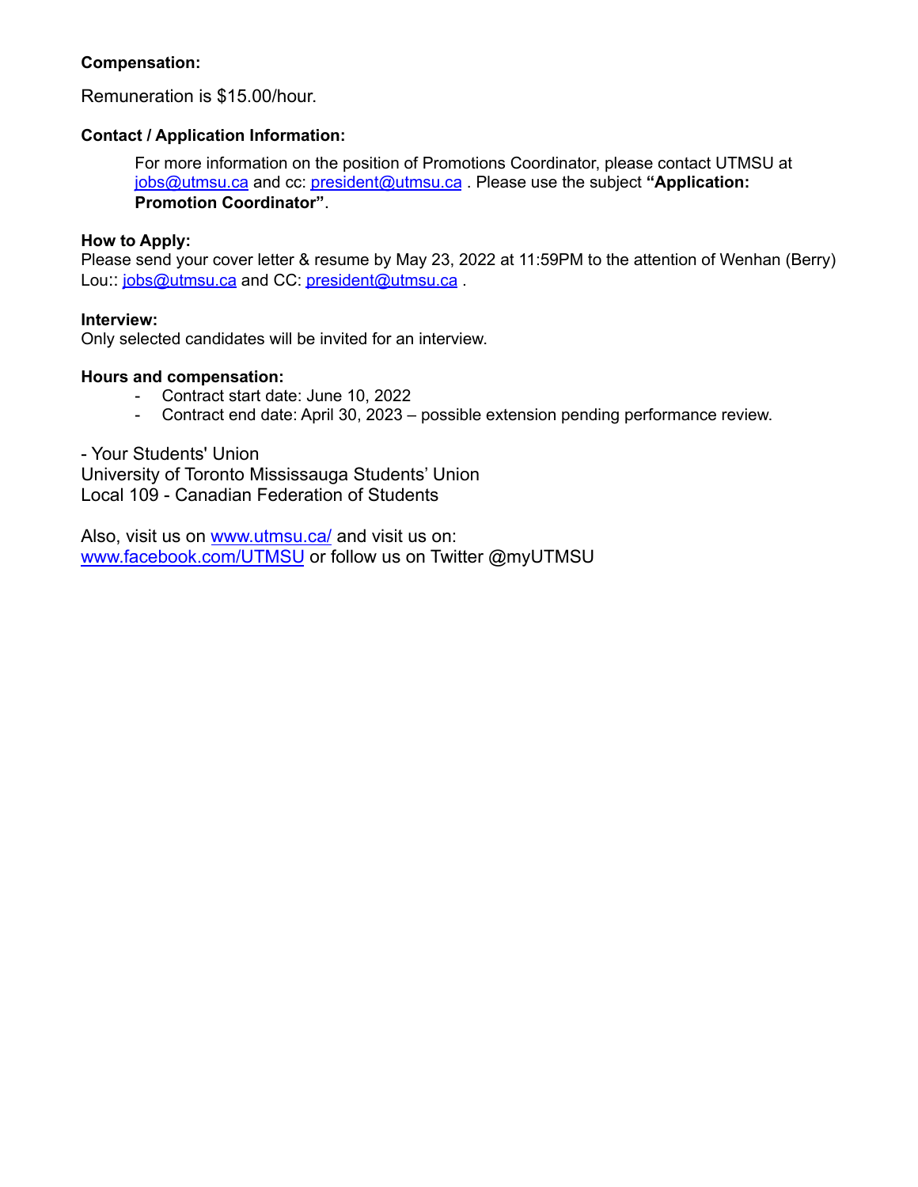**Compensation:**

Remuneration is $15.00/hour.

**Contact / Application Information:**

For more information on the position of Promotions Coordinator, please contact UTMSU at jobs@utmsu.ca and cc: president@utmsu.ca . Please use the subject **"Application: Promotion Coordinator"**.

**How to Apply:**
Please send your cover letter & resume by May 23, 2022 at 11:59PM to the attention of Wenhan (Berry) Lou:: jobs@utmsu.ca and CC: president@utmsu.ca .

**Interview:**
Only selected candidates will be invited for an interview.

**Hours and compensation:**

- Contract start date: June 10, 2022
- Contract end date: April 30, 2023 – possible extension pending performance review.

- Your Students' Union
University of Toronto Mississauga Students' Union
Local 109 - Canadian Federation of Students

Also, visit us on www.utmsu.ca/ and visit us on:
www.facebook.com/UTMSU or follow us on Twitter @myUTMSU